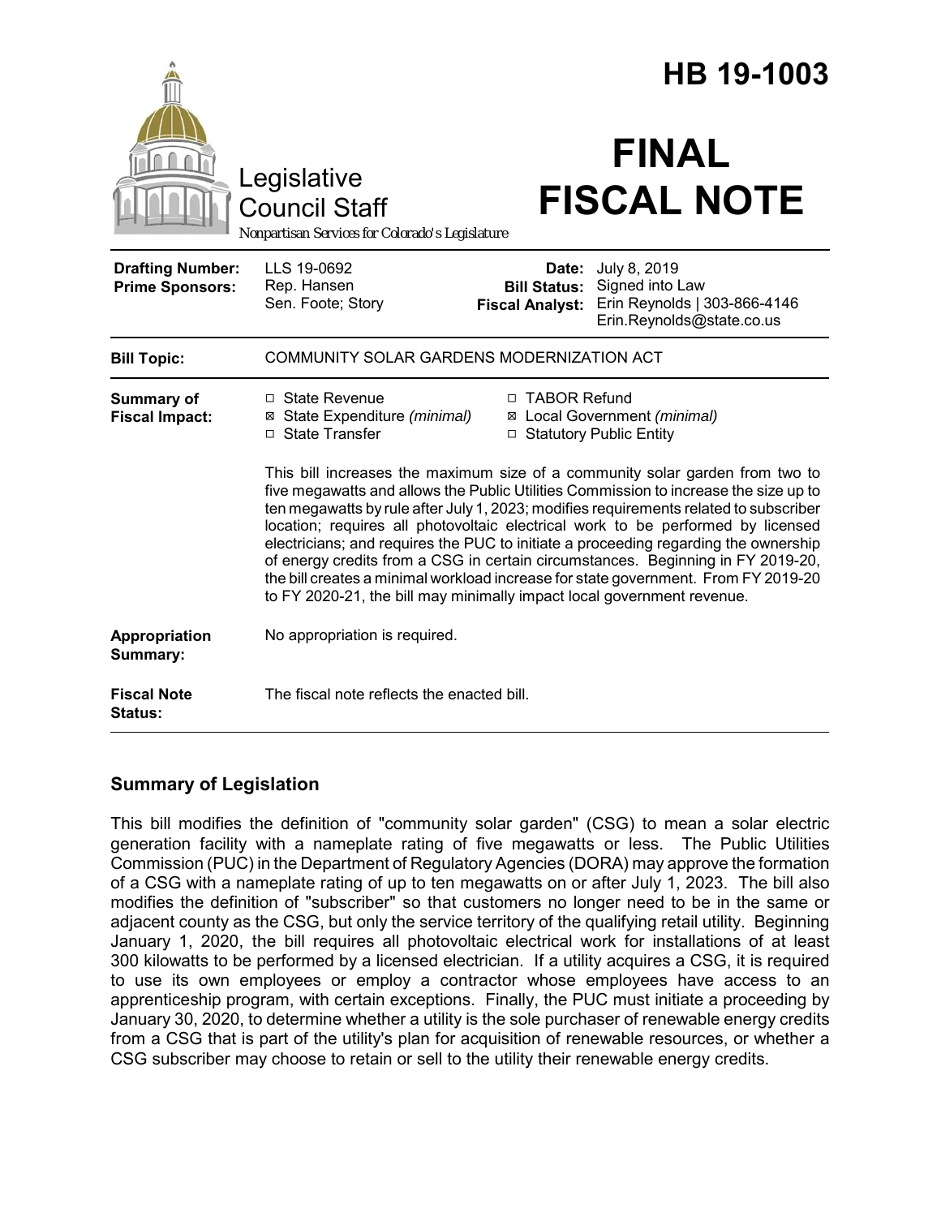# HB 19-1003

Legislative Council Staff

*Nonpartisan Services for Colorado's Legislature*

# FINAL FISCAL NOTE

| | | | |
|---|---|---|---|
| **Drafting Number:** | LLS 19-0692 | **Date:** | July 8, 2019 |
| **Prime Sponsors:** | Rep. Hansen<br>Sen. Foote; Story | **Bill Status:** | Signed into Law |
| | | **Fiscal Analyst:** | Erin Reynolds \| 303-866-4146<br>Erin.Reynolds@state.co.us |

| | |
|---|---|
| **Bill Topic:** | COMMUNITY SOLAR GARDENS MODERNIZATION ACT |
| **Summary of Fiscal Impact:** | ☐ State Revenue<br>☒ State Expenditure *(minimal)*<br>☐ State Transfer<br>☐ TABOR Refund<br>☒ Local Government *(minimal)*<br>☐ Statutory Public Entity<br><br>This bill increases the maximum size of a community solar garden from two to five megawatts and allows the Public Utilities Commission to increase the size up to ten megawatts by rule after July 1, 2023; modifies requirements related to subscriber location; requires all photovoltaic electrical work to be performed by licensed electricians; and requires the PUC to initiate a proceeding regarding the ownership of energy credits from a CSG in certain circumstances. Beginning in FY 2019-20, the bill creates a minimal workload increase for state government. From FY 2019-20 to FY 2020-21, the bill may minimally impact local government revenue. |
| **Appropriation Summary:** | No appropriation is required. |
| **Fiscal Note Status:** | The fiscal note reflects the enacted bill. |

## Summary of Legislation

This bill modifies the definition of "community solar garden" (CSG) to mean a solar electric generation facility with a nameplate rating of five megawatts or less. The Public Utilities Commission (PUC) in the Department of Regulatory Agencies (DORA) may approve the formation of a CSG with a nameplate rating of up to ten megawatts on or after July 1, 2023. The bill also modifies the definition of "subscriber" so that customers no longer need to be in the same or adjacent county as the CSG, but only the service territory of the qualifying retail utility. Beginning January 1, 2020, the bill requires all photovoltaic electrical work for installations of at least 300 kilowatts to be performed by a licensed electrician. If a utility acquires a CSG, it is required to use its own employees or employ a contractor whose employees have access to an apprenticeship program, with certain exceptions. Finally, the PUC must initiate a proceeding by January 30, 2020, to determine whether a utility is the sole purchaser of renewable energy credits from a CSG that is part of the utility's plan for acquisition of renewable resources, or whether a CSG subscriber may choose to retain or sell to the utility their renewable energy credits.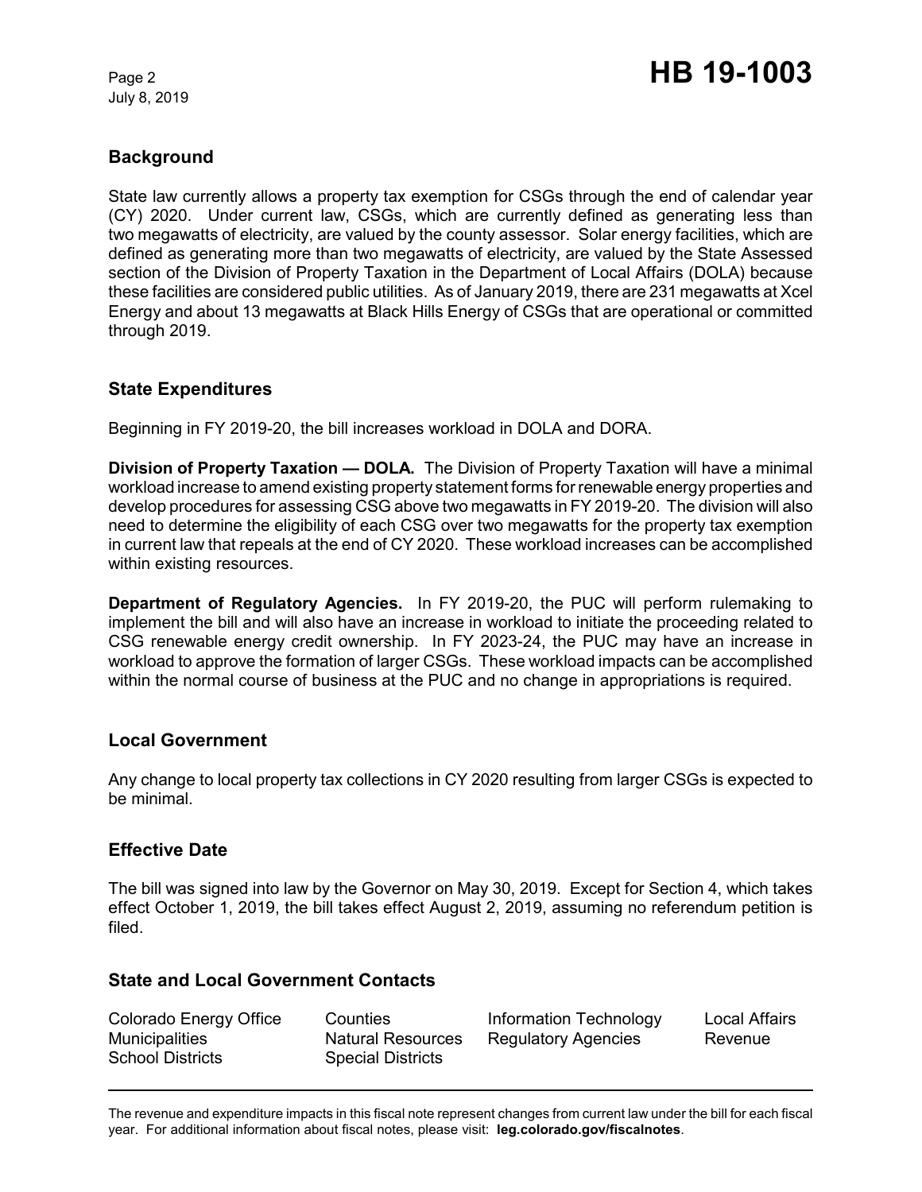## Background

State law currently allows a property tax exemption for CSGs through the end of calendar year (CY) 2020. Under current law, CSGs, which are currently defined as generating less than two megawatts of electricity, are valued by the county assessor. Solar energy facilities, which are defined as generating more than two megawatts of electricity, are valued by the State Assessed section of the Division of Property Taxation in the Department of Local Affairs (DOLA) because these facilities are considered public utilities. As of January 2019, there are 231 megawatts at Xcel Energy and about 13 megawatts at Black Hills Energy of CSGs that are operational or committed through 2019.

## State Expenditures

Beginning in FY 2019-20, the bill increases workload in DOLA and DORA.

**Division of Property Taxation — DOLA.** The Division of Property Taxation will have a minimal workload increase to amend existing property statement forms for renewable energy properties and develop procedures for assessing CSG above two megawatts in FY 2019-20. The division will also need to determine the eligibility of each CSG over two megawatts for the property tax exemption in current law that repeals at the end of CY 2020. These workload increases can be accomplished within existing resources.

**Department of Regulatory Agencies.** In FY 2019-20, the PUC will perform rulemaking to implement the bill and will also have an increase in workload to initiate the proceeding related to CSG renewable energy credit ownership. In FY 2023-24, the PUC may have an increase in workload to approve the formation of larger CSGs. These workload impacts can be accomplished within the normal course of business at the PUC and no change in appropriations is required.

## Local Government

Any change to local property tax collections in CY 2020 resulting from larger CSGs is expected to be minimal.

## Effective Date

The bill was signed into law by the Governor on May 30, 2019. Except for Section 4, which takes effect October 1, 2019, the bill takes effect August 2, 2019, assuming no referendum petition is filed.

## State and Local Government Contacts

| | | | |
|---|---|---|---|
| Colorado Energy Office | Counties | Information Technology | Local Affairs |
| Municipalities | Natural Resources | Regulatory Agencies | Revenue |
| School Districts | Special Districts | | |

The revenue and expenditure impacts in this fiscal note represent changes from current law under the bill for each fiscal year. For additional information about fiscal notes, please visit: **leg.colorado.gov/fiscalnotes**.